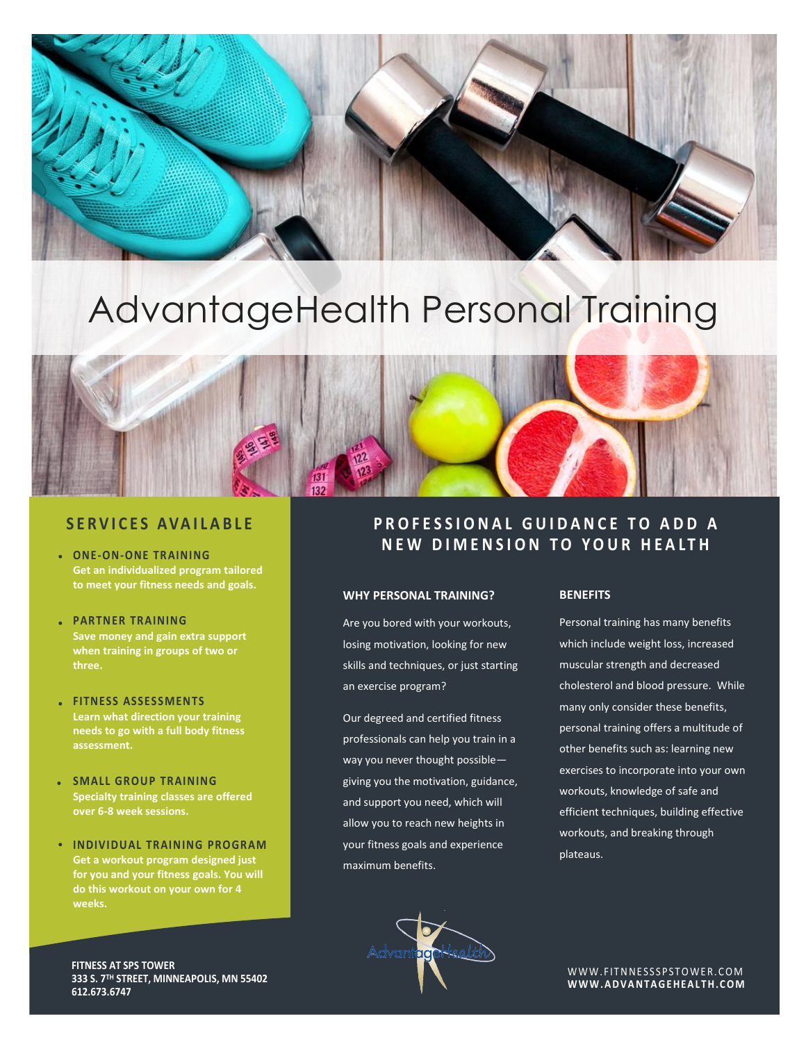# AdvantageHealth Personal Training

## SERVICES AVAILABLE

- **ONE-ON-ONE TRAINING**
  **Get an individualized program tailored to meet your fitness needs and goals.**

- **PARTNER TRAINING**
  **Save money and gain extra support when training in groups of two or three.**

- **FITNESS ASSESSMENTS**
  **Learn what direction your training needs to go with a full body fitness assessment.**

- **SMALL GROUP TRAINING**
  **Specialty training classes are offered over 6-8 week sessions.**

- **INDIVIDUAL TRAINING PROGRAM**
  **Get a workout program designed just for you and your fitness goals. You will do this workout on your own for 4 weeks.**

## PROFESSIONAL GUIDANCE TO ADD A NEW DIMENSION TO YOUR HEALTH

### WHY PERSONAL TRAINING?

Are you bored with your workouts, losing motivation, looking for new skills and techniques, or just starting an exercise program?

Our degreed and certified fitness professionals can help you train in a way you never thought possible—giving you the motivation, guidance, and support you need, which will allow you to reach new heights in your fitness goals and experience maximum benefits.

### BENEFITS

Personal training has many benefits which include weight loss, increased muscular strength and decreased cholesterol and blood pressure. While many only consider these benefits, personal training offers a multitude of other benefits such as: learning new exercises to incorporate into your own workouts, knowledge of safe and efficient techniques, building effective workouts, and breaking through plateaus.

AdvantageHealth

**FITNESS AT SPS TOWER**
**333 S. 7TH STREET, MINNEAPOLIS, MN 55402**
**612.673.6747**

WWW.FITNNESSSPSTOWER.COM
**WWW.ADVANTAGEHEALTH.COM**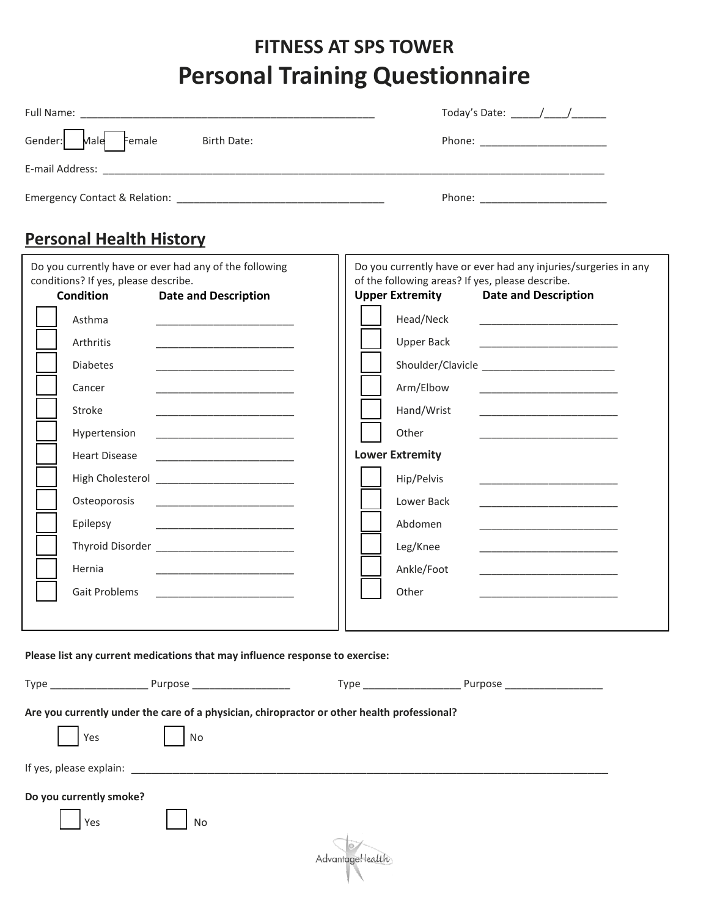## FITNESS AT SPS TOWER

# Personal Training Questionnaire

Full Name: ____________________________________________________ Today's Date: _____/____/______

Gender: ☐ Male ☐ Female Birth Date: Phone: ______________________

E-mail Address: ______________________________________________________________________________________________

Emergency Contact & Relation: ____________________________________ Phone: ______________________

## Personal Health History

Do you currently have or ever had any of the following conditions? If yes, please describe.

| | Condition | Date and Description |
|---|---|---|
| ☐ | Asthma | ________________________ |
| ☐ | Arthritis | ________________________ |
| ☐ | Diabetes | ________________________ |
| ☐ | Cancer | ________________________ |
| ☐ | Stroke | ________________________ |
| ☐ | Hypertension | ________________________ |
| ☐ | Heart Disease | ________________________ |
| ☐ | High Cholesterol | ________________________ |
| ☐ | Osteoporosis | ________________________ |
| ☐ | Epilepsy | ________________________ |
| ☐ | Thyroid Disorder | ________________________ |
| ☐ | Hernia | ________________________ |
| ☐ | Gait Problems | ________________________ |

Do you currently have or ever had any injuries/surgeries in any of the following areas? If yes, please describe.

| | Upper Extremity | Date and Description |
|---|---|---|
| ☐ | Head/Neck | ________________________ |
| ☐ | Upper Back | ________________________ |
| ☐ | Shoulder/Clavicle | ________________________ |
| ☐ | Arm/Elbow | ________________________ |
| ☐ | Hand/Wrist | ________________________ |
| ☐ | Other | ________________________ |
| | **Lower Extremity** | |
| ☐ | Hip/Pelvis | ________________________ |
| ☐ | Lower Back | ________________________ |
| ☐ | Abdomen | ________________________ |
| ☐ | Leg/Knee | ________________________ |
| ☐ | Ankle/Foot | ________________________ |
| ☐ | Other | ________________________ |

**Please list any current medications that may influence response to exercise:**

Type _________________ Purpose _________________ Type _________________ Purpose _________________

**Are you currently under the care of a physician, chiropractor or other health professional?**

☐ Yes ☐ No

If yes, please explain: ________________________________________________________________________________________

**Do you currently smoke?**

☐ Yes ☐ No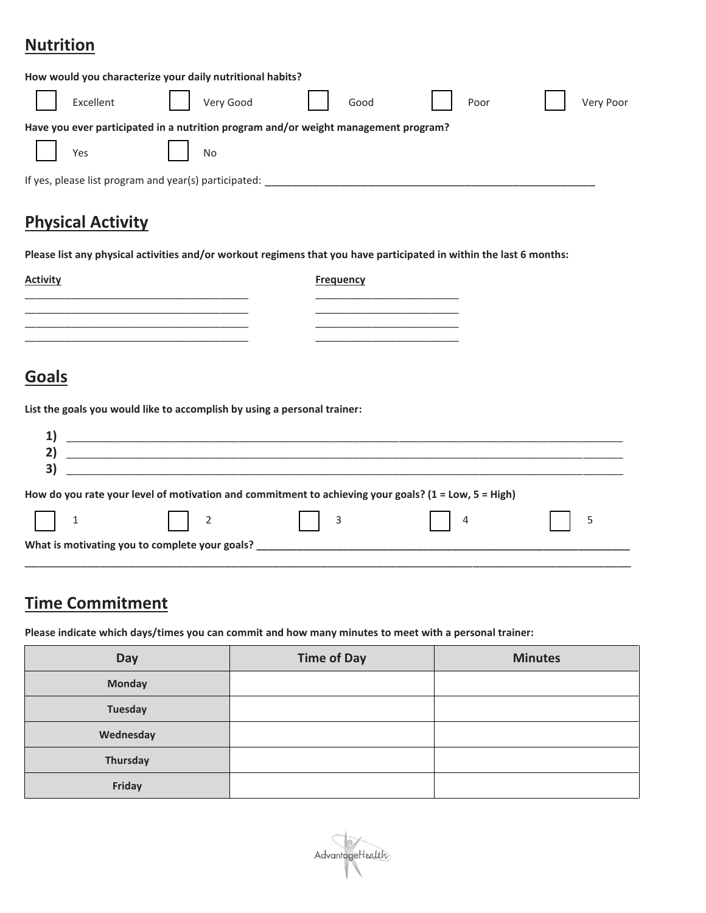## Nutrition

**How would you characterize your daily nutritional habits?**

☐ Excellent ☐ Very Good ☐ Good ☐ Poor ☐ Very Poor

**Have you ever participated in a nutrition program and/or weight management program?**

☐ Yes ☐ No

If yes, please list program and year(s) participated: ___________________________________________________________

## Physical Activity

**Please list any physical activities and/or workout regimens that you have participated in within the last 6 months:**

| Activity | Frequency |
| --- | --- |
| | |
| | |
| | |
| | |

## Goals

**List the goals you would like to accomplish by using a personal trainer:**

**1)** ______________________________________________________________________________________________

**2)** ______________________________________________________________________________________________

**3)** ______________________________________________________________________________________________

**How do you rate your level of motivation and commitment to achieving your goals? (1 = Low, 5 = High)**

☐ 1 ☐ 2 ☐ 3 ☐ 4 ☐ 5

**What is motivating you to complete your goals?** ______________________________________________________________

________________________________________________________________________________________________________

## Time Commitment

**Please indicate which days/times you can commit and how many minutes to meet with a personal trainer:**

| Day | Time of Day | Minutes |
| --- | --- | --- |
| **Monday** | | |
| **Tuesday** | | |
| **Wednesday** | | |
| **Thursday** | | |
| **Friday** | | |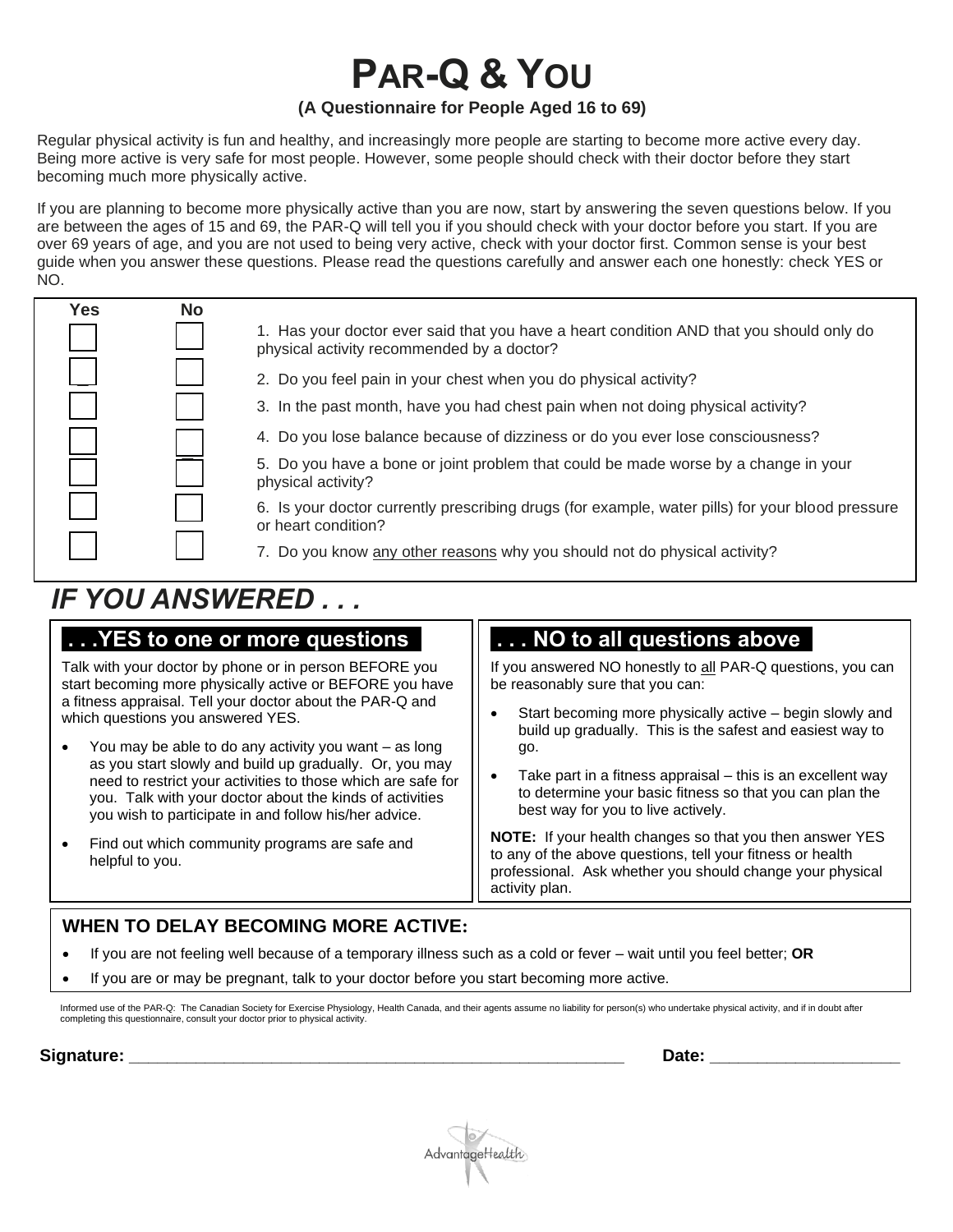# PAR-Q & YOU

**(A Questionnaire for People Aged 16 to 69)**

Regular physical activity is fun and healthy, and increasingly more people are starting to become more active every day. Being more active is very safe for most people. However, some people should check with their doctor before they start becoming much more physically active.

If you are planning to become more physically active than you are now, start by answering the seven questions below. If you are between the ages of 15 and 69, the PAR-Q will tell you if you should check with your doctor before you start. If you are over 69 years of age, and you are not used to being very active, check with your doctor first. Common sense is your best guide when you answer these questions. Please read the questions carefully and answer each one honestly: check YES or NO.

| Yes | No | |
|---|---|---|
| ☐ | ☐ | 1. Has your doctor ever said that you have a heart condition AND that you should only do physical activity recommended by a doctor? |
| ☐ | ☐ | 2. Do you feel pain in your chest when you do physical activity? |
| ☐ | ☐ | 3. In the past month, have you had chest pain when not doing physical activity? |
| ☐ | ☐ | 4. Do you lose balance because of dizziness or do you ever lose consciousness? |
| ☐ | ☐ | 5. Do you have a bone or joint problem that could be made worse by a change in your physical activity? |
| ☐ | ☐ | 6. Is your doctor currently prescribing drugs (for example, water pills) for your blood pressure or heart condition? |
| ☐ | ☐ | 7. Do you know <u>any other reasons</u> why you should not do physical activity? |

## *IF YOU ANSWERED . . .*

### . . .YES to one or more questions

Talk with your doctor by phone or in person BEFORE you start becoming more physically active or BEFORE you have a fitness appraisal. Tell your doctor about the PAR-Q and which questions you answered YES.

- You may be able to do any activity you want – as long as you start slowly and build up gradually. Or, you may need to restrict your activities to those which are safe for you. Talk with your doctor about the kinds of activities you wish to participate in and follow his/her advice.
- Find out which community programs are safe and helpful to you.

### . . . NO to all questions above

If you answered NO honestly to <u>all</u> PAR-Q questions, you can be reasonably sure that you can:

- Start becoming more physically active – begin slowly and build up gradually. This is the safest and easiest way to go.
- Take part in a fitness appraisal – this is an excellent way to determine your basic fitness so that you can plan the best way for you to live actively.

**NOTE:** If your health changes so that you then answer YES to any of the above questions, tell your fitness or health professional. Ask whether you should change your physical activity plan.

### WHEN TO DELAY BECOMING MORE ACTIVE:

- If you are not feeling well because of a temporary illness such as a cold or fever – wait until you feel better; **OR**
- If you are or may be pregnant, talk to your doctor before you start becoming more active.

Informed use of the PAR-Q: The Canadian Society for Exercise Physiology, Health Canada, and their agents assume no liability for person(s) who undertake physical activity, and if in doubt after completing this questionnaire, consult your doctor prior to physical activity.

**Signature:** ______________________________ **Date:** ____________________

AdvantageHealth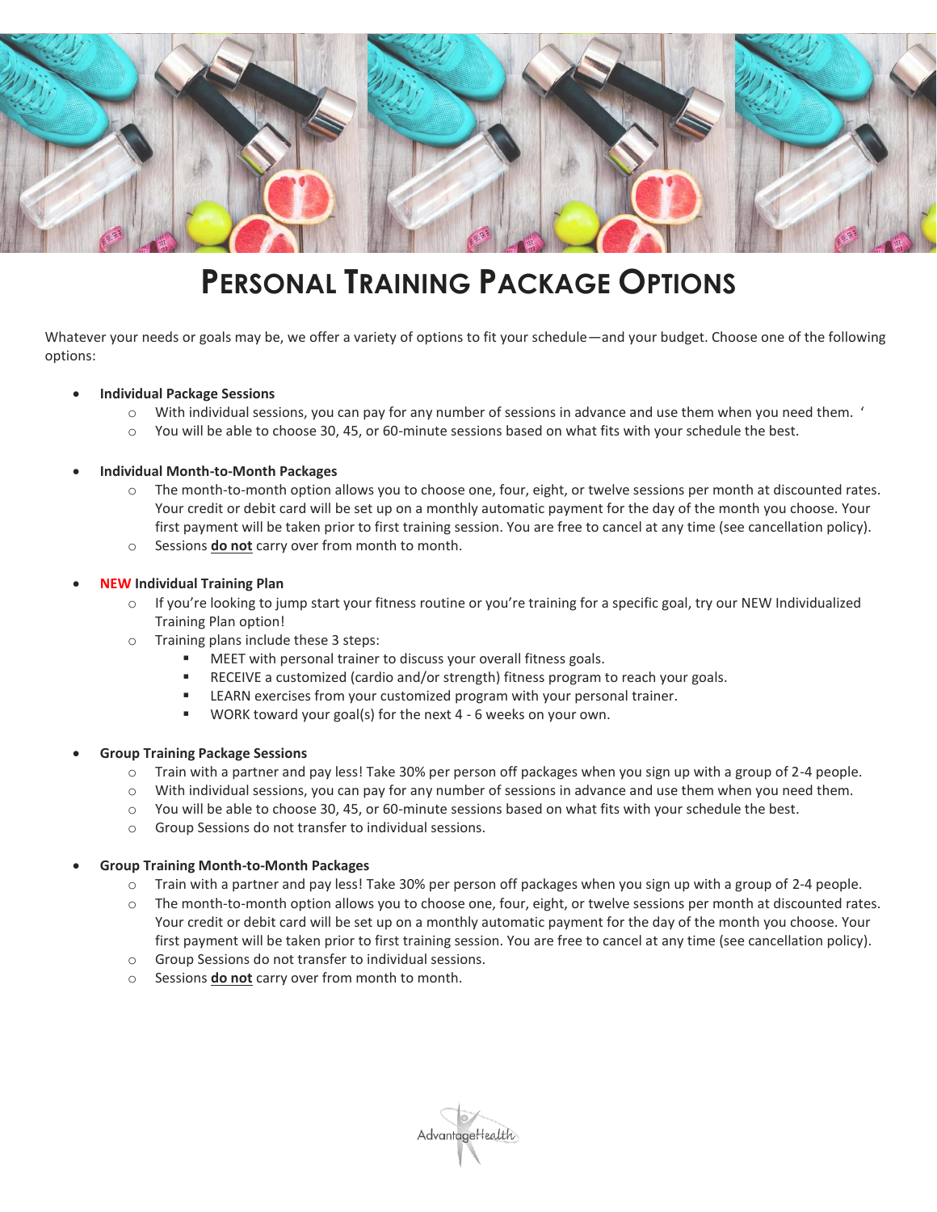# Personal Training Package Options

Whatever your needs or goals may be, we offer a variety of options to fit your schedule—and your budget. Choose one of the following options:

- **Individual Package Sessions**
  - With individual sessions, you can pay for any number of sessions in advance and use them when you need them. '
  - You will be able to choose 30, 45, or 60-minute sessions based on what fits with your schedule the best.

- **Individual Month-to-Month Packages**
  - The month-to-month option allows you to choose one, four, eight, or twelve sessions per month at discounted rates. Your credit or debit card will be set up on a monthly automatic payment for the day of the month you choose. Your first payment will be taken prior to first training session. You are free to cancel at any time (see cancellation policy).
  - Sessions **do not** carry over from month to month.

- **NEW Individual Training Plan**
  - If you're looking to jump start your fitness routine or you're training for a specific goal, try our NEW Individualized Training Plan option!
  - Training plans include these 3 steps:
    - MEET with personal trainer to discuss your overall fitness goals.
    - RECEIVE a customized (cardio and/or strength) fitness program to reach your goals.
    - LEARN exercises from your customized program with your personal trainer.
    - WORK toward your goal(s) for the next 4 - 6 weeks on your own.

- **Group Training Package Sessions**
  - Train with a partner and pay less! Take 30% per person off packages when you sign up with a group of 2-4 people.
  - With individual sessions, you can pay for any number of sessions in advance and use them when you need them.
  - You will be able to choose 30, 45, or 60-minute sessions based on what fits with your schedule the best.
  - Group Sessions do not transfer to individual sessions.

- **Group Training Month-to-Month Packages**
  - Train with a partner and pay less! Take 30% per person off packages when you sign up with a group of 2-4 people.
  - The month-to-month option allows you to choose one, four, eight, or twelve sessions per month at discounted rates. Your credit or debit card will be set up on a monthly automatic payment for the day of the month you choose. Your first payment will be taken prior to first training session. You are free to cancel at any time (see cancellation policy).
  - Group Sessions do not transfer to individual sessions.
  - Sessions **do not** carry over from month to month.

AdvantageHealth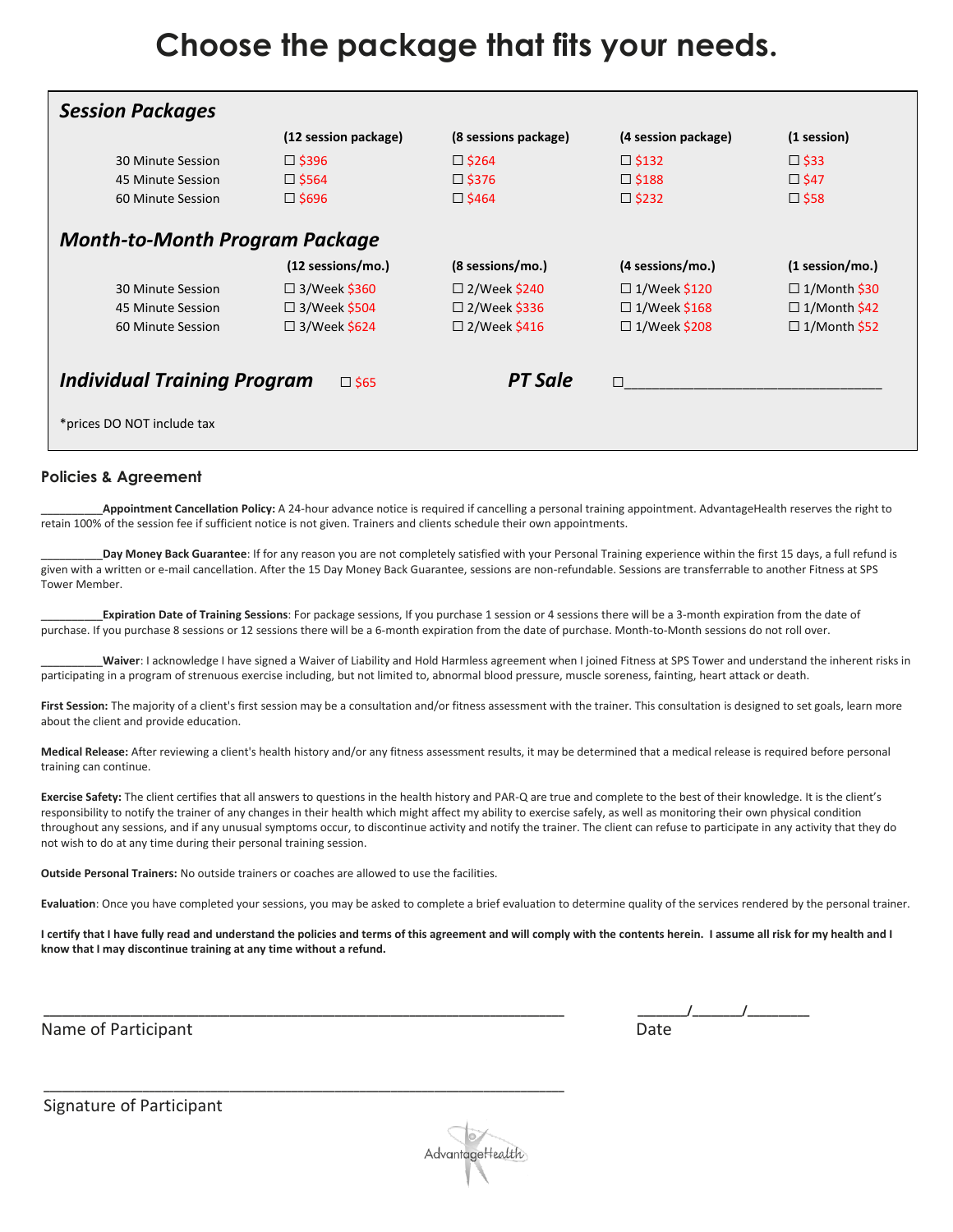# Choose the package that fits your needs.

## *Session Packages*

| | (12 session package) | (8 sessions package) | (4 session package) | (1 session) |
|---|---|---|---|---|
| 30 Minute Session | ☐ $396 | ☐ $264 | ☐ $132 | ☐ $33 |
| 45 Minute Session | ☐ $564 | ☐ $376 | ☐ $188 | ☐ $47 |
| 60 Minute Session | ☐ $696 | ☐ $464 | ☐ $232 | ☐ $58 |

## *Month-to-Month Program Package*

| | (12 sessions/mo.) | (8 sessions/mo.) | (4 sessions/mo.) | (1 session/mo.) |
|---|---|---|---|---|
| 30 Minute Session | ☐ 3/Week $360 | ☐ 2/Week $240 | ☐ 1/Week $120 | ☐ 1/Month $30 |
| 45 Minute Session | ☐ 3/Week $504 | ☐ 2/Week $336 | ☐ 1/Week $168 | ☐ 1/Month $42 |
| 60 Minute Session | ☐ 3/Week $624 | ☐ 2/Week $416 | ☐ 1/Week $208 | ☐ 1/Month $52 |

***Individual Training Program*** ☐ $65 ***PT Sale*** ☐______________________________

*prices DO NOT include tax

### Policies & Agreement

__________**Appointment Cancellation Policy:** A 24-hour advance notice is required if cancelling a personal training appointment. AdvantageHealth reserves the right to retain 100% of the session fee if sufficient notice is not given. Trainers and clients schedule their own appointments.

__________**Day Money Back Guarantee**: If for any reason you are not completely satisfied with your Personal Training experience within the first 15 days, a full refund is given with a written or e-mail cancellation. After the 15 Day Money Back Guarantee, sessions are non-refundable. Sessions are transferrable to another Fitness at SPS Tower Member.

__________**Expiration Date of Training Sessions**: For package sessions, If you purchase 1 session or 4 sessions there will be a 3-month expiration from the date of purchase. If you purchase 8 sessions or 12 sessions there will be a 6-month expiration from the date of purchase. Month-to-Month sessions do not roll over.

__________**Waiver**: I acknowledge I have signed a Waiver of Liability and Hold Harmless agreement when I joined Fitness at SPS Tower and understand the inherent risks in participating in a program of strenuous exercise including, but not limited to, abnormal blood pressure, muscle soreness, fainting, heart attack or death.

**First Session:** The majority of a client's first session may be a consultation and/or fitness assessment with the trainer. This consultation is designed to set goals, learn more about the client and provide education.

**Medical Release:** After reviewing a client's health history and/or any fitness assessment results, it may be determined that a medical release is required before personal training can continue.

**Exercise Safety:** The client certifies that all answers to questions in the health history and PAR-Q are true and complete to the best of their knowledge. It is the client's responsibility to notify the trainer of any changes in their health which might affect my ability to exercise safely, as well as monitoring their own physical condition throughout any sessions, and if any unusual symptoms occur, to discontinue activity and notify the trainer. The client can refuse to participate in any activity that they do not wish to do at any time during their personal training session.

**Outside Personal Trainers:** No outside trainers or coaches are allowed to use the facilities.

**Evaluation**: Once you have completed your sessions, you may be asked to complete a brief evaluation to determine quality of the services rendered by the personal trainer.

**I certify that I have fully read and understand the policies and terms of this agreement and will comply with the contents herein. I assume all risk for my health and I know that I may discontinue training at any time without a refund.**

_______________________________________________ _______/_______/________

Name of Participant Date

_______________________________________________

Signature of Participant

AdvantageHealth